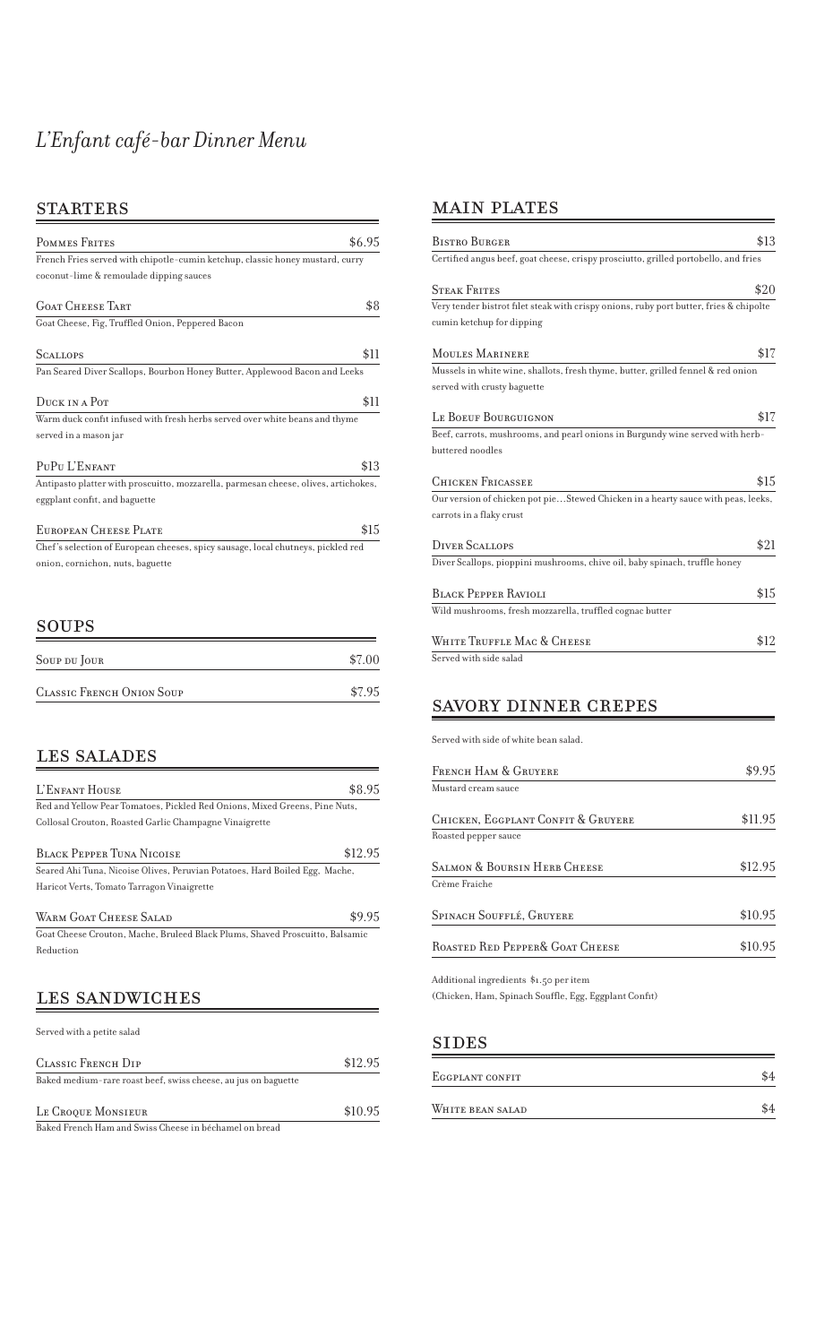# *L'Enfant café-bar Dinner Menu*

## STARTERS

**Pommes Frites** — $6.95
French Fries served with chipotle-cumin ketchup, classic honey mustard, curry coconut-lime & remoulade dipping sauces

**Goat Cheese Tart** — $8
Goat Cheese, Fig, Truffled Onion, Peppered Bacon

**Scallops** — $11
Pan Seared Diver Scallops, Bourbon Honey Butter, Applewood Bacon and Leeks

**Duck in a Pot** — $11
Warm duck confit infused with fresh herbs served over white beans and thyme served in a mason jar

**PuPu L'Enfant** — $13
Antipasto platter with proscuitto, mozzarella, parmesan cheese, olives, artichokes, eggplant confit, and baguette

**European Cheese Plate** — $15
Chef's selection of European cheeses, spicy sausage, local chutneys, pickled red onion, cornichon, nuts, baguette

## SOUPS

**Soup du Jour** — $7.00

**Classic French Onion Soup** — $7.95

## LES SALADES

**L'Enfant House** — $8.95
Red and Yellow Pear Tomatoes, Pickled Red Onions, Mixed Greens, Pine Nuts, Collosal Crouton, Roasted Garlic Champagne Vinaigrette

**Black Pepper Tuna Nicoise** — $12.95
Seared Ahi Tuna, Nicoise Olives, Peruvian Potatoes, Hard Boiled Egg, Mache, Haricot Verts, Tomato Tarragon Vinaigrette

**Warm Goat Cheese Salad** — $9.95
Goat Cheese Crouton, Mache, Bruleed Black Plums, Shaved Proscuitto, Balsamic Reduction

## LES SANDWICHES

Served with a petite salad

**Classic French Dip** — $12.95
Baked medium-rare roast beef, swiss cheese, au jus on baguette

**Le Croque Monsieur** — $10.95
Baked French Ham and Swiss Cheese in béchamel on bread

## MAIN PLATES

**Bistro Burger** — $13
Certified angus beef, goat cheese, crispy prosciutto, grilled portobello, and fries

**Steak Frites** — $20
Very tender bistrot filet steak with crispy onions, ruby port butter, fries & chipolte cumin ketchup for dipping

**Moules Marinere** — $17
Mussels in white wine, shallots, fresh thyme, butter, grilled fennel & red onion served with crusty baguette

**Le Boeuf Bourguignon** — $17
Beef, carrots, mushrooms, and pearl onions in Burgundy wine served with herb-buttered noodles

**Chicken Fricassee** — $15
Our version of chicken pot pie…Stewed Chicken in a hearty sauce with peas, leeks, carrots in a flaky crust

**Diver Scallops** — $21
Diver Scallops, pioppini mushrooms, chive oil, baby spinach, truffle honey

**Black Pepper Ravioli** — $15
Wild mushrooms, fresh mozzarella, truffled cognac butter

**White Truffle Mac & Cheese** — $12
Served with side salad

## SAVORY DINNER CREPES

Served with side of white bean salad.

**French Ham & Gruyere** — $9.95
Mustard cream sauce

**Chicken, Eggplant Confit & Gruyere** — $11.95
Roasted pepper sauce

**Salmon & Boursin Herb Cheese** — $12.95
Crème Fraiche

**Spinach Soufflé, Gruyere** — $10.95

**Roasted Red Pepper& Goat Cheese** — $10.95

Additional ingredients $1.50 per item
(Chicken, Ham, Spinach Souffle, Egg, Eggplant Confit)

## SIDES

**Eggplant confit** — $4

**White bean salad** — $4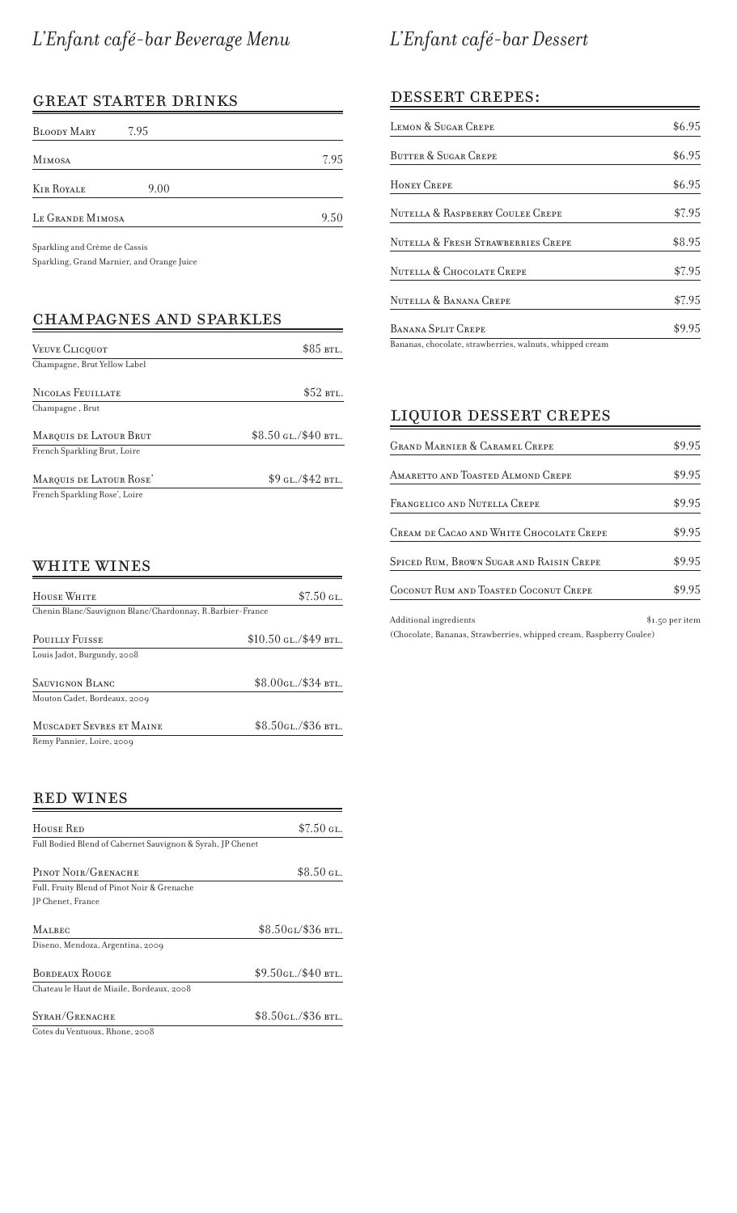# L'Enfant café-bar Beverage Menu

## GREAT STARTER DRINKS

| | |
|---|---|
| Bloody Mary | 7.95 |
| Mimosa | 7.95 |
| Kir Royale | 9.00 |
| Le Grande Mimosa | 9.50 |

Sparkling and Crème de Cassis
Sparkling, Grand Marnier, and Orange Juice

## CHAMPAGNES AND SPARKLES

| | |
|---|---|
| Veuve Clicquot<br>Champagne, Brut Yellow Label | $85 btl. |
| Nicolas Feuillate<br>Champagne , Brut | $52 btl. |
| Marquis de Latour Brut<br>French Sparkling Brut, Loire | $8.50 gl./$40 btl. |
| Marquis de Latour Rose'<br>French Sparkling Rose', Loire | $9 gl./$42 btl. |

## WHITE WINES

| | |
|---|---|
| House White<br>Chenin Blanc/Sauvignon Blanc/Chardonnay, R.Barbier-France | $7.50 gl. |
| Pouilly Fuisse<br>Louis Jadot, Burgundy, 2008 | $10.50 gl./$49 btl. |
| Sauvignon Blanc<br>Mouton Cadet, Bordeaux, 2009 | $8.00gl./$34 btl. |
| Muscadet Sevres et Maine<br>Remy Pannier, Loire, 2009 | $8.50gl./$36 btl. |

## RED WINES

| | |
|---|---|
| House Red<br>Full Bodied Blend of Cabernet Sauvignon & Syrah, JP Chenet | $7.50 gl. |
| Pinot Noir/Grenache<br>Full, Fruity Blend of Pinot Noir & Grenache<br>JP Chenet, France | $8.50 gl. |
| Malbec<br>Diseno, Mendoza, Argentina, 2009 | $8.50gl/$36 btl. |
| Bordeaux Rouge<br>Chateau le Haut de Miaile, Bordeaux, 2008 | $9.50gl./$40 btl. |
| Syrah/Grenache<br>Cotes du Ventuoux, Rhone, 2008 | $8.50gl./$36 btl. |

# L'Enfant café-bar Dessert

## DESSERT CREPES:

| | |
|---|---|
| Lemon & Sugar Crepe | $6.95 |
| Butter & Sugar Crepe | $6.95 |
| Honey Crepe | $6.95 |
| Nutella & Raspberry Coulee Crepe | $7.95 |
| Nutella & Fresh Strawberries Crepe | $8.95 |
| Nutella & Chocolate Crepe | $7.95 |
| Nutella & Banana Crepe | $7.95 |
| Banana Split Crepe<br>Bananas, chocolate, strawberries, walnuts, whipped cream | $9.95 |

## LIQUIOR DESSERT CREPES

| | |
|---|---|
| Grand Marnier & Caramel Crepe | $9.95 |
| Amaretto and Toasted Almond Crepe | $9.95 |
| Frangelico and Nutella Crepe | $9.95 |
| Cream de Cacao and White Chocolate Crepe | $9.95 |
| Spiced Rum, Brown Sugar and Raisin Crepe | $9.95 |
| Coconut Rum and Toasted Coconut Crepe | $9.95 |

Additional ingredients $1.50 per item
(Chocolate, Bananas, Strawberries, whipped cream, Raspberry Coulee)